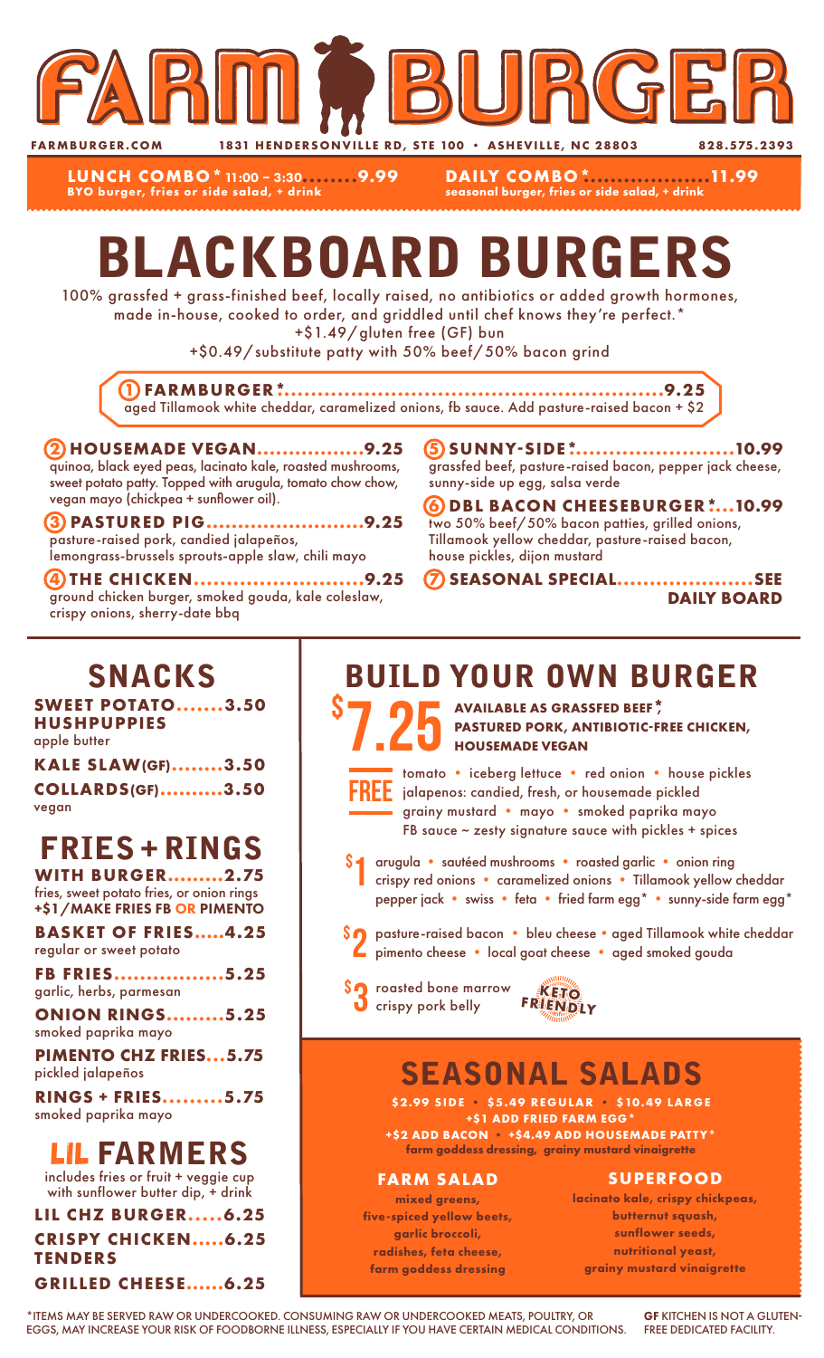# FARM BURGER

FARMBURGER.COM • 1831 HENDERSONVILLE RD, STE 100 • ASHEVILLE, NC 28803 • 828.575.2393

**LUNCH COMBO* 11:00 – 3:30........9.99**
BYO burger, fries or side salad, + drink

**DAILY COMBO*..................11.99**
seasonal burger, fries or side salad, + drink

# BLACKBOARD BURGERS

100% grassfed + grass-finished beef, locally raised, no antibiotics or added growth hormones, made in-house, cooked to order, and griddled until chef knows they're perfect.*
+$1.49/gluten free (GF) bun
+$0.49/substitute patty with 50% beef/50% bacon grind

**1 FARMBURGER*.........................................................9.25**
aged Tillamook white cheddar, caramelized onions, fb sauce. Add pasture-raised bacon + $2

**2 HOUSEMADE VEGAN.................9.25**
quinoa, black eyed peas, lacinato kale, roasted mushrooms, sweet potato patty. Topped with arugula, tomato chow chow, vegan mayo (chickpea + sunflower oil).

**3 PASTURED PIG.........................9.25**
pasture-raised pork, candied jalapeños, lemongrass-brussels sprouts-apple slaw, chili mayo

**4 THE CHICKEN..........................9.25**
ground chicken burger, smoked gouda, kale coleslaw, crispy onions, sherry-date bbq

**5 SUNNY-SIDE*........................10.99**
grassfed beef, pasture-raised bacon, pepper jack cheese, sunny-side up egg, salsa verde

**6 DBL BACON CHEESEBURGER*...10.99**
two 50% beef/50% bacon patties, grilled onions, Tillamook yellow cheddar, pasture-raised bacon, house pickles, dijon mustard

**7 SEASONAL SPECIAL.....................SEE DAILY BOARD**

## SNACKS

**SWEET POTATO HUSHPUPPIES.......3.50**
apple butter

**KALE SLAW(GF)........3.50**

**COLLARDS(GF)..........3.50**
vegan

## FRIES + RINGS

**WITH BURGER.........2.75**
fries, sweet potato fries, or onion rings
**+$1/MAKE FRIES FB OR PIMENTO**

**BASKET OF FRIES.....4.25**
regular or sweet potato

**FB FRIES.................5.25**
garlic, herbs, parmesan

**ONION RINGS.........5.25**
smoked paprika mayo

**PIMENTO CHZ FRIES...5.75**
pickled jalapeños

**RINGS + FRIES.........5.75**
smoked paprika mayo

## LIL FARMERS

includes fries or fruit + veggie cup with sunflower butter dip, + drink

**LIL CHZ BURGER.....6.25**

**CRISPY CHICKEN TENDERS.....6.25**

**GRILLED CHEESE......6.25**

## BUILD YOUR OWN BURGER

**$7.25** — AVAILABLE AS GRASSFED BEEF*, PASTURED PORK, ANTIBIOTIC-FREE CHICKEN, HOUSEMADE VEGAN

**FREE**: tomato • iceberg lettuce • red onion • house pickles • jalapenos: candied, fresh, or housemade pickled • grainy mustard • mayo • smoked paprika mayo • FB sauce ~ zesty signature sauce with pickles + spices

**$1**: arugula • sautéed mushrooms • roasted garlic • onion ring • crispy red onions • caramelized onions • Tillamook yellow cheddar • pepper jack • swiss • feta • fried farm egg* • sunny-side farm egg*

**$2**: pasture-raised bacon • bleu cheese • aged Tillamook white cheddar • pimento cheese • local goat cheese • aged smoked gouda

**$3**: roasted bone marrow • crispy pork belly

KETO FRIENDLY

## SEASONAL SALADS

**$2.99 SIDE • $5.49 REGULAR • $10.49 LARGE**
**+$1 ADD FRIED FARM EGG***
**+$2 ADD BACON • +$4.49 ADD HOUSEMADE PATTY***
farm goddess dressing, grainy mustard vinaigrette

**FARM SALAD**
mixed greens, five-spiced yellow beets, garlic broccoli, radishes, feta cheese, farm goddess dressing

**SUPERFOOD**
lacinato kale, crispy chickpeas, butternut squash, sunflower seeds, nutritional yeast, grainy mustard vinaigrette

*ITEMS MAY BE SERVED RAW OR UNDERCOOKED. CONSUMING RAW OR UNDERCOOKED MEATS, POULTRY, OR EGGS, MAY INCREASE YOUR RISK OF FOODBORNE ILLNESS, ESPECIALLY IF YOU HAVE CERTAIN MEDICAL CONDITIONS.

**GF** KITCHEN IS NOT A GLUTEN-FREE DEDICATED FACILITY.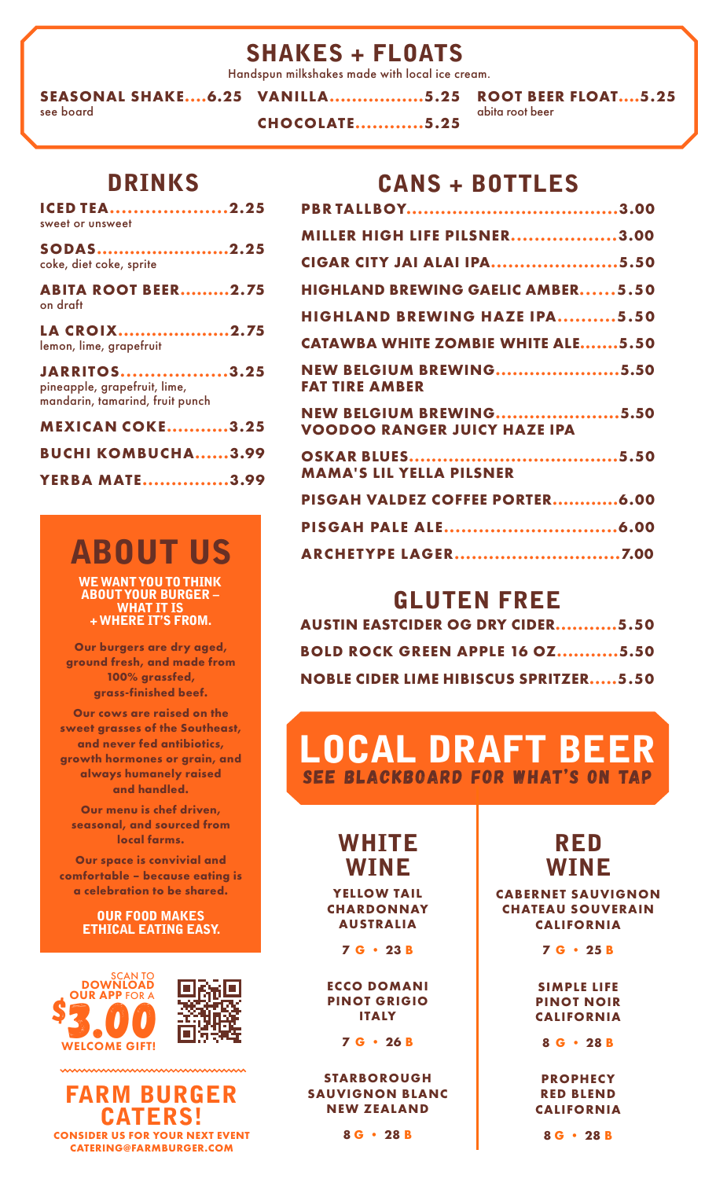## SHAKES + FLOATS

Handspun milkshakes made with local ice cream.

**SEASONAL SHAKE....6.25**
see board

**VANILLA.................5.25**

**CHOCOLATE............5.25**

**ROOT BEER FLOAT....5.25**
abita root beer

## DRINKS

**ICED TEA....................2.25**
sweet or unsweet

**SODAS........................2.25**
coke, diet coke, sprite

**ABITA ROOT BEER.........2.75**
on draft

**LA CROIX....................2.75**
lemon, lime, grapefruit

**JARRITOS..................3.25**
pineapple, grapefruit, lime, mandarin, tamarind, fruit punch

**MEXICAN COKE...........3.25**

**BUCHI KOMBUCHA......3.99**

**YERBA MATE...............3.99**

## ABOUT US

**WE WANT YOU TO THINK ABOUT YOUR BURGER – WHAT IT IS + WHERE IT'S FROM.**

**Our burgers are dry aged, ground fresh, and made from 100% grassfed, grass-finished beef.**

**Our cows are raised on the sweet grasses of the Southeast, and never fed antibiotics, growth hormones or grain, and always humanely raised and handled.**

**Our menu is chef driven, seasonal, and sourced from local farms.**

**Our space is convivial and comfortable – because eating is a celebration to be shared.**

**OUR FOOD MAKES ETHICAL EATING EASY.**

SCAN TO **DOWNLOAD OUR APP** FOR A **$3.00 WELCOME GIFT!**

## FARM BURGER CATERS!

**CONSIDER US FOR YOUR NEXT EVENT**
**CATERING@FARMBURGER.COM**

## CANS + BOTTLES

**PBR TALLBOY.....................................3.00**

**MILLER HIGH LIFE PILSNER..................3.00**

**CIGAR CITY JAI ALAI IPA.......................5.50**

**HIGHLAND BREWING GAELIC AMBER.......5.50**

**HIGHLAND BREWING HAZE IPA...........5.50**

**CATAWBA WHITE ZOMBIE WHITE ALE........5.50**

**NEW BELGIUM BREWING.......................5.50**
**FAT TIRE AMBER**

**NEW BELGIUM BREWING.......................5.50**
**VOODOO RANGER JUICY HAZE IPA**

**OSKAR BLUES.....................................5.50**
**MAMA'S LIL YELLA PILSNER**

**PISGAH VALDEZ COFFEE PORTER............6.00**

**PISGAH PALE ALE...............................6.00**

**ARCHETYPE LAGER.............................7.00**

## GLUTEN FREE

**AUSTIN EASTCIDER OG DRY CIDER...........5.50**

**BOLD ROCK GREEN APPLE 16 OZ...........5.50**

**NOBLE CIDER LIME HIBISCUS SPRITZER.....5.50**

## LOCAL DRAFT BEER

*SEE BLACKBOARD FOR WHAT'S ON TAP*

## WHITE WINE

**YELLOW TAIL CHARDONNAY AUSTRALIA**
7 G • 23 B

**ECCO DOMANI PINOT GRIGIO ITALY**
7 G • 26 B

**STARBOROUGH SAUVIGNON BLANC NEW ZEALAND**
8 G • 28 B

## RED WINE

**CABERNET SAUVIGNON CHATEAU SOUVERAIN CALIFORNIA**
7 G • 25 B

**SIMPLE LIFE PINOT NOIR CALIFORNIA**
8 G • 28 B

**PROPHECY RED BLEND CALIFORNIA**
8 G • 28 B